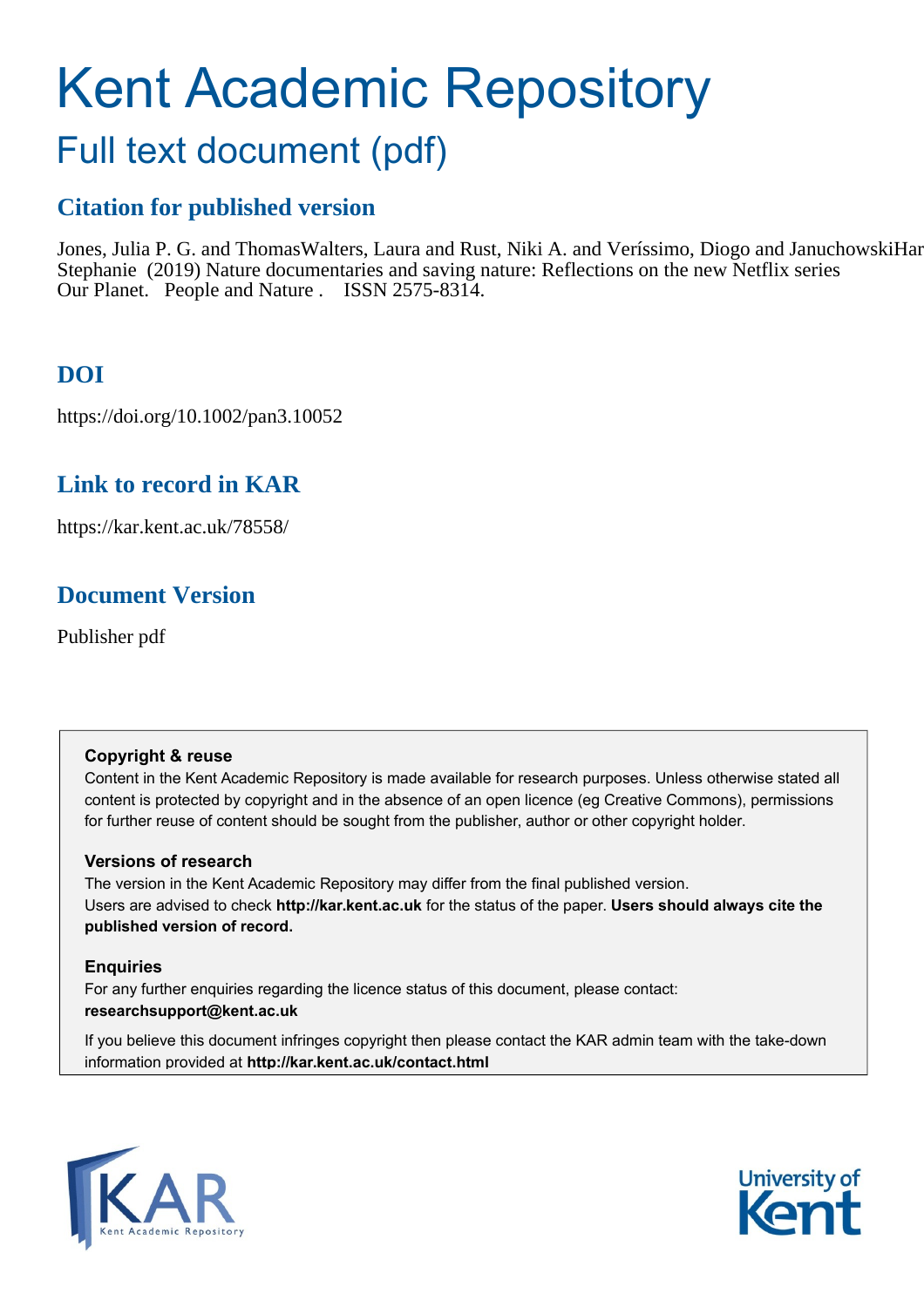# Kent Academic Repository

## Full text document (pdf)

### Citation for published version

Jones, Julia P. G. and ThomasWalters, Laura and Rust, Niki A. and Veríssimo, Diogo and JanuchowskiHar Stephanie (2019) Nature documentaries and saving nature: Reflections on the new Netflix series Our Planet. People and Nature . ISSN 2575-8314.

### DOI

https://doi.org/10.1002/pan3.10052

### Link to record in KAR

https://kar.kent.ac.uk/78558/

### Document Version

Publisher pdf

**Copyright & reuse**

Content in the Kent Academic Repository is made available for research purposes. Unless otherwise stated all content is protected by copyright and in the absence of an open licence (eg Creative Commons), permissions for further reuse of content should be sought from the publisher, author or other copyright holder.

**Versions of research**

The version in the Kent Academic Repository may differ from the final published version. Users are advised to check **http://kar.kent.ac.uk** for the status of the paper. **Users should always cite the published version of record.**

**Enquiries**

For any further enquiries regarding the licence status of this document, please contact: **researchsupport@kent.ac.uk**

If you believe this document infringes copyright then please contact the KAR admin team with the take-down information provided at **http://kar.kent.ac.uk/contact.html**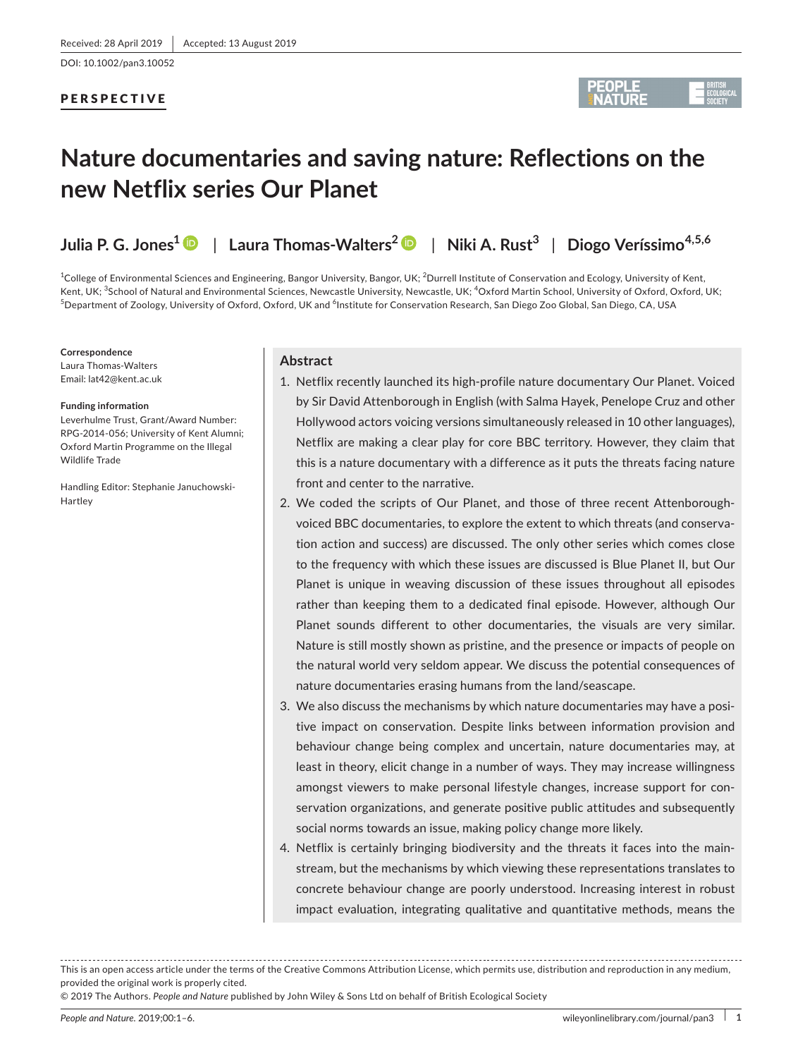Received: 28 April 2019 | Accepted: 13 August 2019

DOI: 10.1002/pan3.10052

**PERSPECTIVE**

# Nature documentaries and saving nature: Reflections on the new Netflix series Our Planet

**Julia P. G. Jones**[1] | **Laura Thomas-Walters**[2] | **Niki A. Rust**[3] | **Diogo Veríssimo**[4,5,6]

[1]College of Environmental Sciences and Engineering, Bangor University, Bangor, UK; [2]Durrell Institute of Conservation and Ecology, University of Kent, Kent, UK; [3]School of Natural and Environmental Sciences, Newcastle University, Newcastle, UK; [4]Oxford Martin School, University of Oxford, Oxford, UK; [5]Department of Zoology, University of Oxford, Oxford, UK and [6]Institute for Conservation Research, San Diego Zoo Global, San Diego, CA, USA

**Correspondence**
Laura Thomas-Walters
Email: lat42@kent.ac.uk

**Funding information**
Leverhulme Trust, Grant/Award Number: RPG-2014-056; University of Kent Alumni; Oxford Martin Programme on the Illegal Wildlife Trade

Handling Editor: Stephanie Januchowski-Hartley

## Abstract

1. Netflix recently launched its high-profile nature documentary Our Planet. Voiced by Sir David Attenborough in English (with Salma Hayek, Penelope Cruz and other Hollywood actors voicing versions simultaneously released in 10 other languages), Netflix are making a clear play for core BBC territory. However, they claim that this is a nature documentary with a difference as it puts the threats facing nature front and center to the narrative.
2. We coded the scripts of Our Planet, and those of three recent Attenborough-voiced BBC documentaries, to explore the extent to which threats (and conservation action and success) are discussed. The only other series which comes close to the frequency with which these issues are discussed is Blue Planet II, but Our Planet is unique in weaving discussion of these issues throughout all episodes rather than keeping them to a dedicated final episode. However, although Our Planet sounds different to other documentaries, the visuals are very similar. Nature is still mostly shown as pristine, and the presence or impacts of people on the natural world very seldom appear. We discuss the potential consequences of nature documentaries erasing humans from the land/seascape.
3. We also discuss the mechanisms by which nature documentaries may have a positive impact on conservation. Despite links between information provision and behaviour change being complex and uncertain, nature documentaries may, at least in theory, elicit change in a number of ways. They may increase willingness amongst viewers to make personal lifestyle changes, increase support for conservation organizations, and generate positive public attitudes and subsequently social norms towards an issue, making policy change more likely.
4. Netflix is certainly bringing biodiversity and the threats it faces into the mainstream, but the mechanisms by which viewing these representations translates to concrete behaviour change are poorly understood. Increasing interest in robust impact evaluation, integrating qualitative and quantitative methods, means the

This is an open access article under the terms of the Creative Commons Attribution License, which permits use, distribution and reproduction in any medium, provided the original work is properly cited.
© 2019 The Authors. *People and Nature* published by John Wiley & Sons Ltd on behalf of British Ecological Society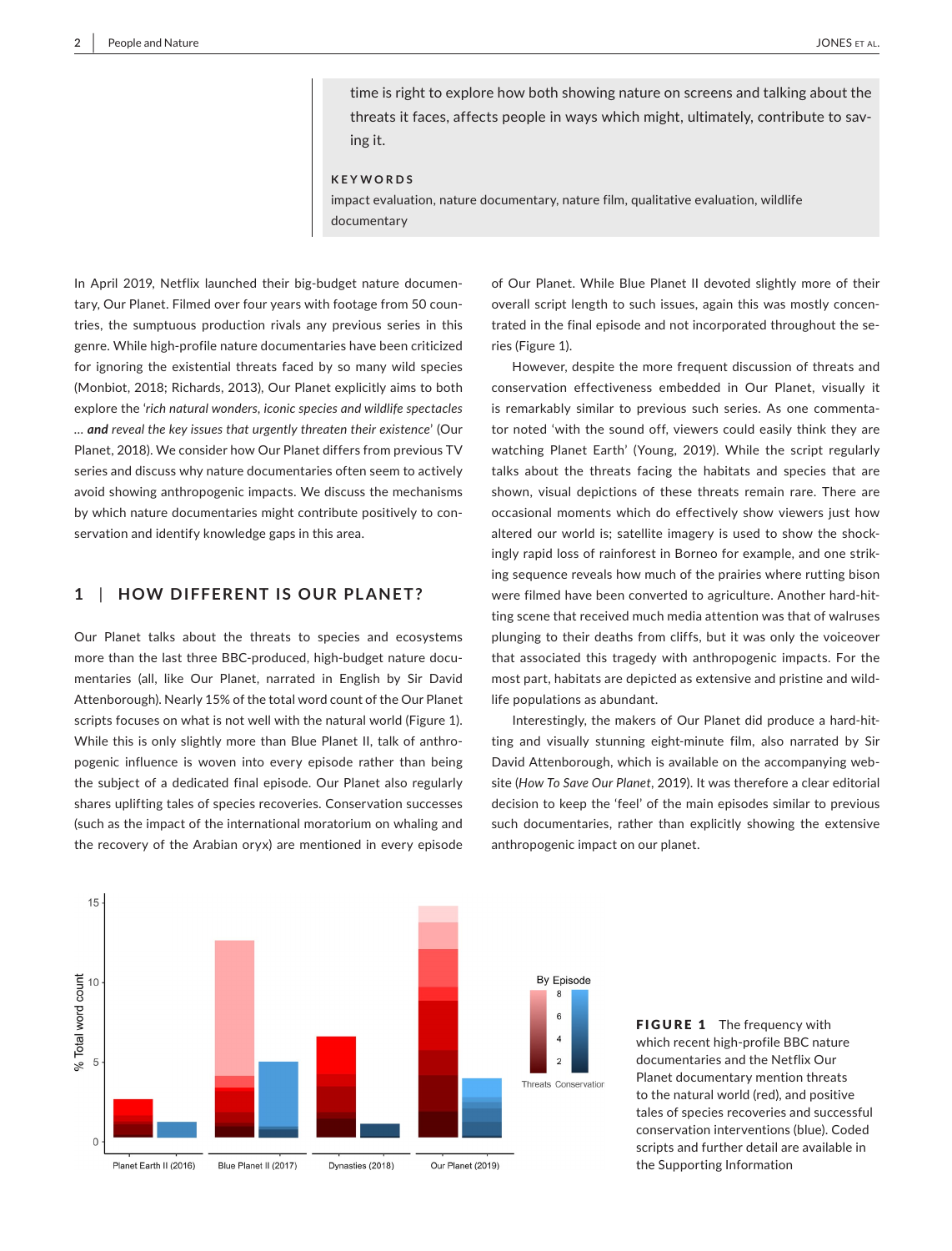time is right to explore how both showing nature on screens and talking about the threats it faces, affects people in ways which might, ultimately, contribute to saving it.

**KEYWORDS**

impact evaluation, nature documentary, nature film, qualitative evaluation, wildlife documentary

In April 2019, Netflix launched their big-budget nature documentary, Our Planet. Filmed over four years with footage from 50 countries, the sumptuous production rivals any previous series in this genre. While high-profile nature documentaries have been criticized for ignoring the existential threats faced by so many wild species (Monbiot, 2018; Richards, 2013), Our Planet explicitly aims to both explore the '*rich natural wonders, iconic species and wildlife spectacles … **and** reveal the key issues that urgently threaten their existence*' (Our Planet, 2018). We consider how Our Planet differs from previous TV series and discuss why nature documentaries often seem to actively avoid showing anthropogenic impacts. We discuss the mechanisms by which nature documentaries might contribute positively to conservation and identify knowledge gaps in this area.

## 1 | HOW DIFFERENT IS OUR PLANET?

Our Planet talks about the threats to species and ecosystems more than the last three BBC-produced, high-budget nature documentaries (all, like Our Planet, narrated in English by Sir David Attenborough). Nearly 15% of the total word count of the Our Planet scripts focuses on what is not well with the natural world (Figure 1). While this is only slightly more than Blue Planet II, talk of anthropogenic influence is woven into every episode rather than being the subject of a dedicated final episode. Our Planet also regularly shares uplifting tales of species recoveries. Conservation successes (such as the impact of the international moratorium on whaling and the recovery of the Arabian oryx) are mentioned in every episode of Our Planet. While Blue Planet II devoted slightly more of their overall script length to such issues, again this was mostly concentrated in the final episode and not incorporated throughout the series (Figure 1).

However, despite the more frequent discussion of threats and conservation effectiveness embedded in Our Planet, visually it is remarkably similar to previous such series. As one commentator noted 'with the sound off, viewers could easily think they are watching Planet Earth' (Young, 2019). While the script regularly talks about the threats facing the habitats and species that are shown, visual depictions of these threats remain rare. There are occasional moments which do effectively show viewers just how altered our world is; satellite imagery is used to show the shockingly rapid loss of rainforest in Borneo for example, and one striking sequence reveals how much of the prairies where rutting bison were filmed have been converted to agriculture. Another hard-hitting scene that received much media attention was that of walruses plunging to their deaths from cliffs, but it was only the voiceover that associated this tragedy with anthropogenic impacts. For the most part, habitats are depicted as extensive and pristine and wildlife populations as abundant.

Interestingly, the makers of Our Planet did produce a hard-hitting and visually stunning eight-minute film, also narrated by Sir David Attenborough, which is available on the accompanying website (*How To Save Our Planet*, 2019). It was therefore a clear editorial decision to keep the 'feel' of the main episodes similar to previous such documentaries, rather than explicitly showing the extensive anthropogenic impact on our planet.

**FIGURE 1** The frequency with which recent high-profile BBC nature documentaries and the Netflix Our Planet documentary mention threats to the natural world (red), and positive tales of species recoveries and successful conservation interventions (blue). Coded scripts and further detail are available in the Supporting Information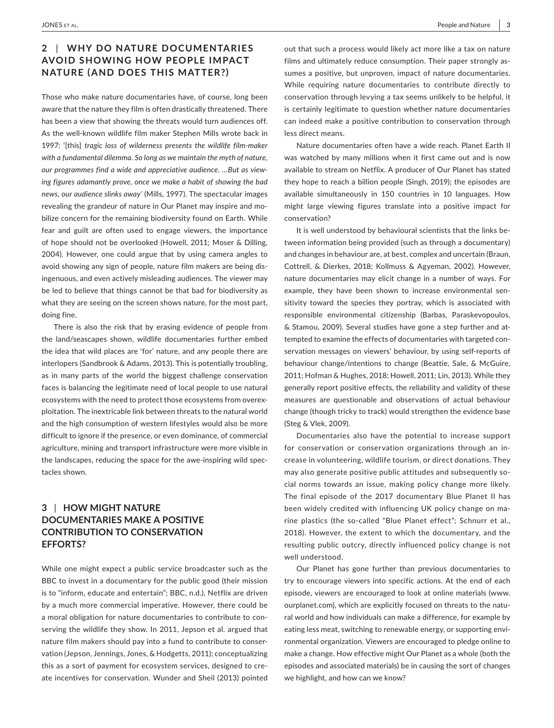## 2 | WHY DO NATURE DOCUMENTARIES AVOID SHOWING HOW PEOPLE IMPACT NATURE (AND DOES THIS MATTER?)

Those who make nature documentaries have, of course, long been aware that the nature they film is often drastically threatened. There has been a view that showing the threats would turn audiences off. As the well-known wildlife film maker Stephen Mills wrote back in 1997: '[this] *tragic loss of wilderness presents the wildlife film-maker with a fundamental dilemma. So long as we maintain the myth of nature, our programmes find a wide and appreciative audience. …But as viewing figures adamantly prove, once we make a habit of showing the bad news, our audience slinks away'* (Mills, 1997). The spectacular images revealing the grandeur of nature in Our Planet may inspire and mobilize concern for the remaining biodiversity found on Earth. While fear and guilt are often used to engage viewers, the importance of hope should not be overlooked (Howell, 2011; Moser & Dilling, 2004). However, one could argue that by using camera angles to avoid showing any sign of people, nature film makers are being disingenuous, and even actively misleading audiences. The viewer may be led to believe that things cannot be that bad for biodiversity as what they are seeing on the screen shows nature, for the most part, doing fine.

There is also the risk that by erasing evidence of people from the land/seascapes shown, wildlife documentaries further embed the idea that wild places are 'for' nature, and any people there are interlopers (Sandbrook & Adams, 2013). This is potentially troubling, as in many parts of the world the biggest challenge conservation faces is balancing the legitimate need of local people to use natural ecosystems with the need to protect those ecosystems from overexploitation. The inextricable link between threats to the natural world and the high consumption of western lifestyles would also be more difficult to ignore if the presence, or even dominance, of commercial agriculture, mining and transport infrastructure were more visible in the landscapes, reducing the space for the awe-inspiring wild spectacles shown.

## 3 | HOW MIGHT NATURE DOCUMENTARIES MAKE A POSITIVE CONTRIBUTION TO CONSERVATION EFFORTS?

While one might expect a public service broadcaster such as the BBC to invest in a documentary for the public good (their mission is to "inform, educate and entertain"; BBC, n.d.), Netflix are driven by a much more commercial imperative. However, there could be a moral obligation for nature documentaries to contribute to conserving the wildlife they show. In 2011, Jepson et al. argued that nature film makers should pay into a fund to contribute to conservation (Jepson, Jennings, Jones, & Hodgetts, 2011); conceptualizing this as a sort of payment for ecosystem services, designed to create incentives for conservation. Wunder and Sheil (2013) pointed out that such a process would likely act more like a tax on nature films and ultimately reduce consumption. Their paper strongly assumes a positive, but unproven, impact of nature documentaries. While requiring nature documentaries to contribute directly to conservation through levying a tax seems unlikely to be helpful, it is certainly legitimate to question whether nature documentaries can indeed make a positive contribution to conservation through less direct means.

Nature documentaries often have a wide reach. Planet Earth II was watched by many millions when it first came out and is now available to stream on Netflix. A producer of Our Planet has stated they hope to reach a billion people (Singh, 2019); the episodes are available simultaneously in 150 countries in 10 languages. How might large viewing figures translate into a positive impact for conservation?

It is well understood by behavioural scientists that the links between information being provided (such as through a documentary) and changes in behaviour are, at best, complex and uncertain (Braun, Cottrell, & Dierkes, 2018; Kollmuss & Agyeman, 2002). However, nature documentaries may elicit change in a number of ways. For example, they have been shown to increase environmental sensitivity toward the species they portray, which is associated with responsible environmental citizenship (Barbas, Paraskevopoulos, & Stamou, 2009). Several studies have gone a step further and attempted to examine the effects of documentaries with targeted conservation messages on viewers' behaviour, by using self-reports of behaviour change/intentions to change (Beattie, Sale, & McGuire, 2011; Hofman & Hughes, 2018; Howell, 2011; Lin, 2013). While they generally report positive effects, the reliability and validity of these measures are questionable and observations of actual behaviour change (though tricky to track) would strengthen the evidence base (Steg & Vlek, 2009).

Documentaries also have the potential to increase support for conservation or conservation organizations through an increase in volunteering, wildlife tourism, or direct donations. They may also generate positive public attitudes and subsequently social norms towards an issue, making policy change more likely. The final episode of the 2017 documentary Blue Planet II has been widely credited with influencing UK policy change on marine plastics (the so-called "Blue Planet effect"; Schnurr et al., 2018). However, the extent to which the documentary, and the resulting public outcry, directly influenced policy change is not well understood.

Our Planet has gone further than previous documentaries to try to encourage viewers into specific actions. At the end of each episode, viewers are encouraged to look at online materials (www.ourplanet.com), which are explicitly focused on threats to the natural world and how individuals can make a difference, for example by eating less meat, switching to renewable energy, or supporting environmental organization. Viewers are encouraged to pledge online to make a change. How effective might Our Planet as a whole (both the episodes and associated materials) be in causing the sort of changes we highlight, and how can we know?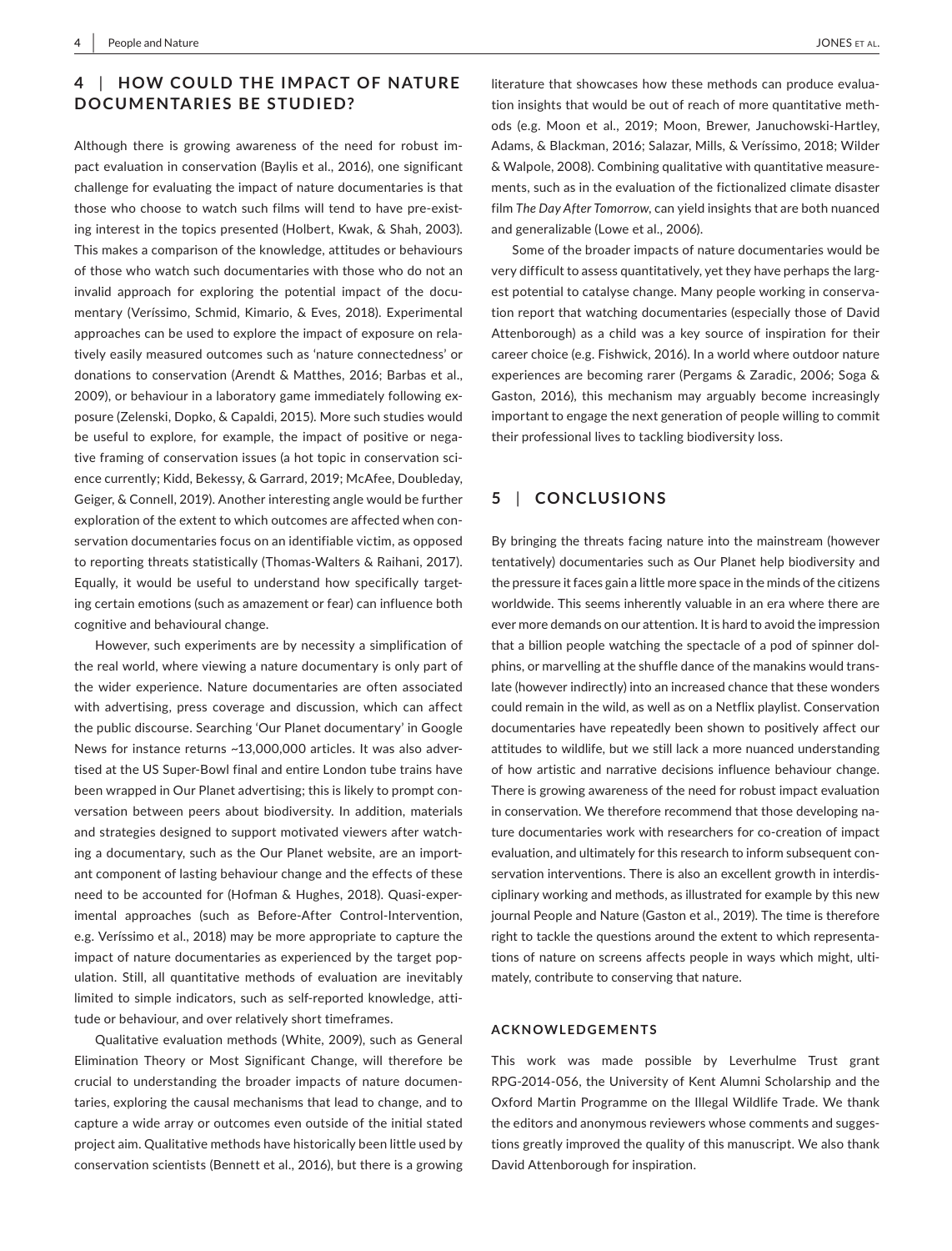## 4 | HOW COULD THE IMPACT OF NATURE DOCUMENTARIES BE STUDIED?

Although there is growing awareness of the need for robust impact evaluation in conservation (Baylis et al., 2016), one significant challenge for evaluating the impact of nature documentaries is that those who choose to watch such films will tend to have pre-existing interest in the topics presented (Holbert, Kwak, & Shah, 2003). This makes a comparison of the knowledge, attitudes or behaviours of those who watch such documentaries with those who do not an invalid approach for exploring the potential impact of the documentary (Veríssimo, Schmid, Kimario, & Eves, 2018). Experimental approaches can be used to explore the impact of exposure on relatively easily measured outcomes such as 'nature connectedness' or donations to conservation (Arendt & Matthes, 2016; Barbas et al., 2009), or behaviour in a laboratory game immediately following exposure (Zelenski, Dopko, & Capaldi, 2015). More such studies would be useful to explore, for example, the impact of positive or negative framing of conservation issues (a hot topic in conservation science currently; Kidd, Bekessy, & Garrard, 2019; McAfee, Doubleday, Geiger, & Connell, 2019). Another interesting angle would be further exploration of the extent to which outcomes are affected when conservation documentaries focus on an identifiable victim, as opposed to reporting threats statistically (Thomas-Walters & Raihani, 2017). Equally, it would be useful to understand how specifically targeting certain emotions (such as amazement or fear) can influence both cognitive and behavioural change.

However, such experiments are by necessity a simplification of the real world, where viewing a nature documentary is only part of the wider experience. Nature documentaries are often associated with advertising, press coverage and discussion, which can affect the public discourse. Searching 'Our Planet documentary' in Google News for instance returns ~13,000,000 articles. It was also advertised at the US Super-Bowl final and entire London tube trains have been wrapped in Our Planet advertising; this is likely to prompt conversation between peers about biodiversity. In addition, materials and strategies designed to support motivated viewers after watching a documentary, such as the Our Planet website, are an important component of lasting behaviour change and the effects of these need to be accounted for (Hofman & Hughes, 2018). Quasi-experimental approaches (such as Before-After Control-Intervention, e.g. Veríssimo et al., 2018) may be more appropriate to capture the impact of nature documentaries as experienced by the target population. Still, all quantitative methods of evaluation are inevitably limited to simple indicators, such as self-reported knowledge, attitude or behaviour, and over relatively short timeframes.

Qualitative evaluation methods (White, 2009), such as General Elimination Theory or Most Significant Change, will therefore be crucial to understanding the broader impacts of nature documentaries, exploring the causal mechanisms that lead to change, and to capture a wide array or outcomes even outside of the initial stated project aim. Qualitative methods have historically been little used by conservation scientists (Bennett et al., 2016), but there is a growing literature that showcases how these methods can produce evaluation insights that would be out of reach of more quantitative methods (e.g. Moon et al., 2019; Moon, Brewer, Januchowski-Hartley, Adams, & Blackman, 2016; Salazar, Mills, & Veríssimo, 2018; Wilder & Walpole, 2008). Combining qualitative with quantitative measurements, such as in the evaluation of the fictionalized climate disaster film *The Day After Tomorrow*, can yield insights that are both nuanced and generalizable (Lowe et al., 2006).

Some of the broader impacts of nature documentaries would be very difficult to assess quantitatively, yet they have perhaps the largest potential to catalyse change. Many people working in conservation report that watching documentaries (especially those of David Attenborough) as a child was a key source of inspiration for their career choice (e.g. Fishwick, 2016). In a world where outdoor nature experiences are becoming rarer (Pergams & Zaradic, 2006; Soga & Gaston, 2016), this mechanism may arguably become increasingly important to engage the next generation of people willing to commit their professional lives to tackling biodiversity loss.

## 5 | CONCLUSIONS

By bringing the threats facing nature into the mainstream (however tentatively) documentaries such as Our Planet help biodiversity and the pressure it faces gain a little more space in the minds of the citizens worldwide. This seems inherently valuable in an era where there are ever more demands on our attention. It is hard to avoid the impression that a billion people watching the spectacle of a pod of spinner dolphins, or marvelling at the shuffle dance of the manakins would translate (however indirectly) into an increased chance that these wonders could remain in the wild, as well as on a Netflix playlist. Conservation documentaries have repeatedly been shown to positively affect our attitudes to wildlife, but we still lack a more nuanced understanding of how artistic and narrative decisions influence behaviour change. There is growing awareness of the need for robust impact evaluation in conservation. We therefore recommend that those developing nature documentaries work with researchers for co-creation of impact evaluation, and ultimately for this research to inform subsequent conservation interventions. There is also an excellent growth in interdisciplinary working and methods, as illustrated for example by this new journal People and Nature (Gaston et al., 2019). The time is therefore right to tackle the questions around the extent to which representations of nature on screens affects people in ways which might, ultimately, contribute to conserving that nature.

### ACKNOWLEDGEMENTS

This work was made possible by Leverhulme Trust grant RPG-2014-056, the University of Kent Alumni Scholarship and the Oxford Martin Programme on the Illegal Wildlife Trade. We thank the editors and anonymous reviewers whose comments and suggestions greatly improved the quality of this manuscript. We also thank David Attenborough for inspiration.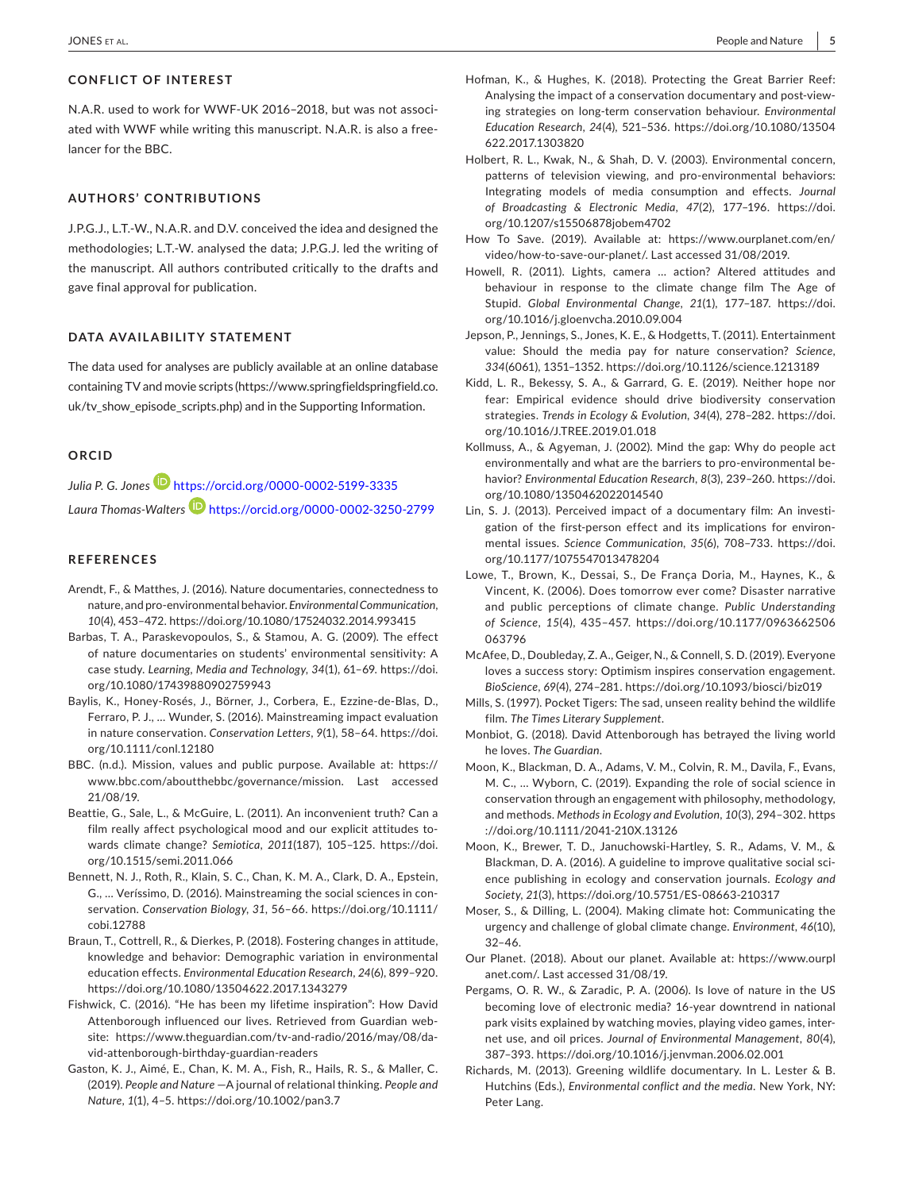## CONFLICT OF INTEREST

N.A.R. used to work for WWF-UK 2016–2018, but was not associated with WWF while writing this manuscript. N.A.R. is also a freelancer for the BBC.

## AUTHORS' CONTRIBUTIONS

J.P.G.J., L.T.-W., N.A.R. and D.V. conceived the idea and designed the methodologies; L.T.-W. analysed the data; J.P.G.J. led the writing of the manuscript. All authors contributed critically to the drafts and gave final approval for publication.

## DATA AVAILABILITY STATEMENT

The data used for analyses are publicly available at an online database containing TV and movie scripts (https://www.springfieldspringfield.co.uk/tv_show_episode_scripts.php) and in the Supporting Information.

## ORCID

*Julia P. G. Jones* https://orcid.org/0000-0002-5199-3335

*Laura Thomas-Walters* https://orcid.org/0000-0002-3250-2799

## REFERENCES

Arendt, F., & Matthes, J. (2016). Nature documentaries, connectedness to nature, and pro-environmental behavior. *Environmental Communication*, *10*(4), 453–472. https://doi.org/10.1080/17524032.2014.993415

Barbas, T. A., Paraskevopoulos, S., & Stamou, A. G. (2009). The effect of nature documentaries on students' environmental sensitivity: A case study. *Learning, Media and Technology*, *34*(1), 61–69. https://doi.org/10.1080/17439880902759943

Baylis, K., Honey-Rosés, J., Börner, J., Corbera, E., Ezzine-de-Blas, D., Ferraro, P. J., … Wunder, S. (2016). Mainstreaming impact evaluation in nature conservation. *Conservation Letters*, *9*(1), 58–64. https://doi.org/10.1111/conl.12180

BBC. (n.d.). Mission, values and public purpose. Available at: https://www.bbc.com/aboutthebbc/governance/mission. Last accessed 21/08/19.

Beattie, G., Sale, L., & McGuire, L. (2011). An inconvenient truth? Can a film really affect psychological mood and our explicit attitudes towards climate change? *Semiotica*, *2011*(187), 105–125. https://doi.org/10.1515/semi.2011.066

Bennett, N. J., Roth, R., Klain, S. C., Chan, K. M. A., Clark, D. A., Epstein, G., … Veríssimo, D. (2016). Mainstreaming the social sciences in conservation. *Conservation Biology*, *31*, 56–66. https://doi.org/10.1111/cobi.12788

Braun, T., Cottrell, R., & Dierkes, P. (2018). Fostering changes in attitude, knowledge and behavior: Demographic variation in environmental education effects. *Environmental Education Research*, *24*(6), 899–920. https://doi.org/10.1080/13504622.2017.1343279

Fishwick, C. (2016). "He has been my lifetime inspiration": How David Attenborough influenced our lives. Retrieved from Guardian website: https://www.theguardian.com/tv-and-radio/2016/may/08/david-attenborough-birthday-guardian-readers

Gaston, K. J., Aimé, E., Chan, K. M. A., Fish, R., Hails, R. S., & Maller, C. (2019). *People and Nature* —A journal of relational thinking. *People and Nature*, *1*(1), 4–5. https://doi.org/10.1002/pan3.7

Hofman, K., & Hughes, K. (2018). Protecting the Great Barrier Reef: Analysing the impact of a conservation documentary and post-viewing strategies on long-term conservation behaviour. *Environmental Education Research*, *24*(4), 521–536. https://doi.org/10.1080/13504622.2017.1303820

Holbert, R. L., Kwak, N., & Shah, D. V. (2003). Environmental concern, patterns of television viewing, and pro-environmental behaviors: Integrating models of media consumption and effects. *Journal of Broadcasting & Electronic Media*, *47*(2), 177–196. https://doi.org/10.1207/s15506878jobem4702

How To Save. (2019). Available at: https://www.ourplanet.com/en/video/how-to-save-our-planet/. Last accessed 31/08/2019.

Howell, R. (2011). Lights, camera … action? Altered attitudes and behaviour in response to the climate change film The Age of Stupid. *Global Environmental Change*, *21*(1), 177–187. https://doi.org/10.1016/j.gloenvcha.2010.09.004

Jepson, P., Jennings, S., Jones, K. E., & Hodgetts, T. (2011). Entertainment value: Should the media pay for nature conservation? *Science*, *334*(6061), 1351–1352. https://doi.org/10.1126/science.1213189

Kidd, L. R., Bekessy, S. A., & Garrard, G. E. (2019). Neither hope nor fear: Empirical evidence should drive biodiversity conservation strategies. *Trends in Ecology & Evolution*, *34*(4), 278–282. https://doi.org/10.1016/J.TREE.2019.01.018

Kollmuss, A., & Agyeman, J. (2002). Mind the gap: Why do people act environmentally and what are the barriers to pro-environmental behavior? *Environmental Education Research*, *8*(3), 239–260. https://doi.org/10.1080/13504620220145401

Lin, S. J. (2013). Perceived impact of a documentary film: An investigation of the first-person effect and its implications for environmental issues. *Science Communication*, *35*(6), 708–733. https://doi.org/10.1177/1075547013478204

Lowe, T., Brown, K., Dessai, S., De França Doria, M., Haynes, K., & Vincent, K. (2006). Does tomorrow ever come? Disaster narrative and public perceptions of climate change. *Public Understanding of Science*, *15*(4), 435–457. https://doi.org/10.1177/0963662506063796

McAfee, D., Doubleday, Z. A., Geiger, N., & Connell, S. D. (2019). Everyone loves a success story: Optimism inspires conservation engagement. *BioScience*, *69*(4), 274–281. https://doi.org/10.1093/biosci/biz019

Mills, S. (1997). Pocket Tigers: The sad, unseen reality behind the wildlife film. *The Times Literary Supplement*.

Monbiot, G. (2018). David Attenborough has betrayed the living world he loves. *The Guardian*.

Moon, K., Blackman, D. A., Adams, V. M., Colvin, R. M., Davila, F., Evans, M. C., … Wyborn, C. (2019). Expanding the role of social science in conservation through an engagement with philosophy, methodology, and methods. *Methods in Ecology and Evolution*, *10*(3), 294–302. https://doi.org/10.1111/2041-210X.13126

Moon, K., Brewer, T. D., Januchowski-Hartley, S. R., Adams, V. M., & Blackman, D. A. (2016). A guideline to improve qualitative social science publishing in ecology and conservation journals. *Ecology and Society*, *21*(3), https://doi.org/10.5751/ES-08663-210317

Moser, S., & Dilling, L. (2004). Making climate hot: Communicating the urgency and challenge of global climate change. *Environment*, *46*(10), 32–46.

Our Planet. (2018). About our planet. Available at: https://www.ourplanet.com/. Last accessed 31/08/19.

Pergams, O. R. W., & Zaradic, P. A. (2006). Is love of nature in the US becoming love of electronic media? 16-year downtrend in national park visits explained by watching movies, playing video games, internet use, and oil prices. *Journal of Environmental Management*, *80*(4), 387–393. https://doi.org/10.1016/j.jenvman.2006.02.001

Richards, M. (2013). Greening wildlife documentary. In L. Lester & B. Hutchins (Eds.), *Environmental conflict and the media*. New York, NY: Peter Lang.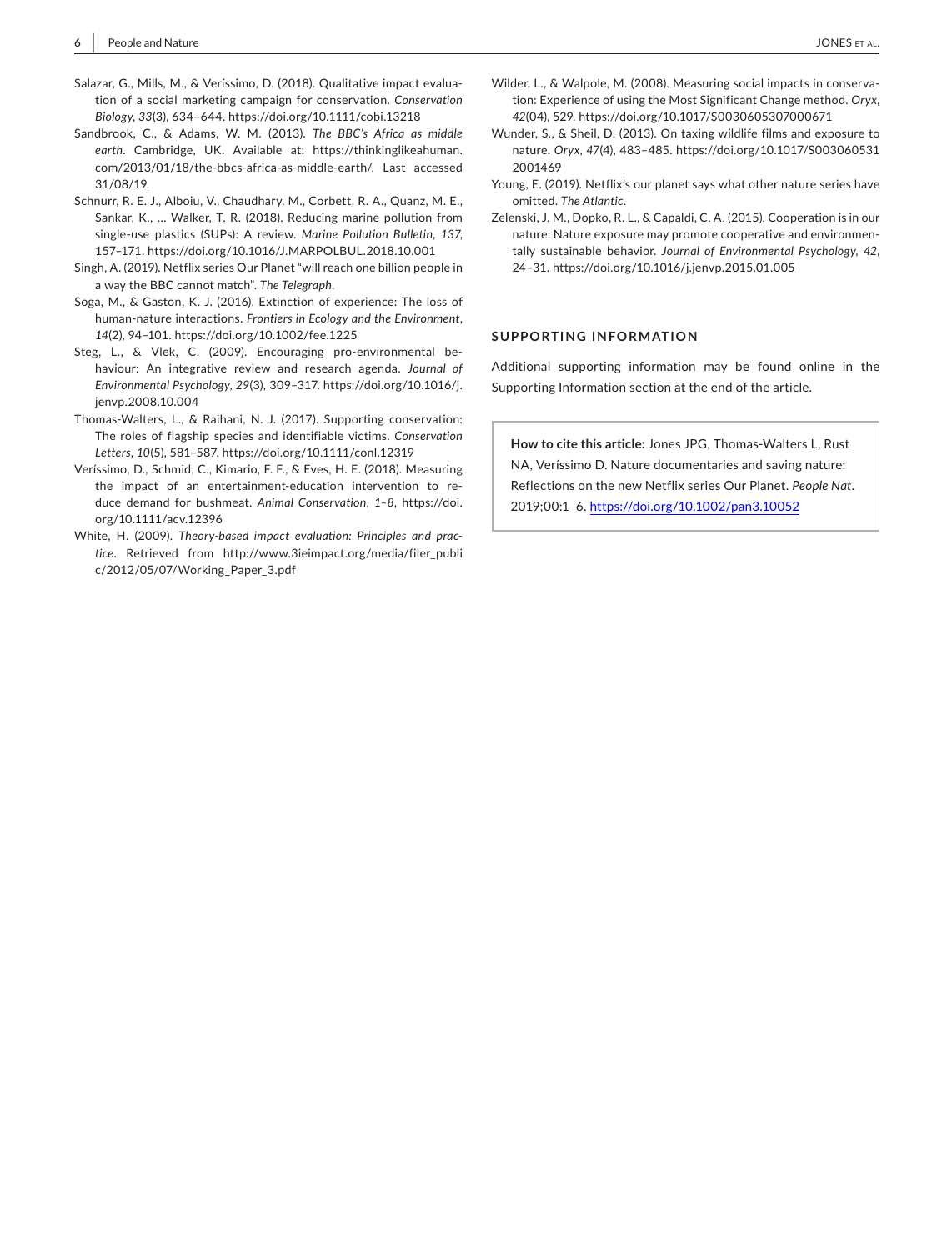Salazar, G., Mills, M., & Veríssimo, D. (2018). Qualitative impact evaluation of a social marketing campaign for conservation. *Conservation Biology*, *33*(3), 634–644. https://doi.org/10.1111/cobi.13218

Sandbrook, C., & Adams, W. M. (2013). *The BBC's Africa as middle earth*. Cambridge, UK. Available at: https://thinkinglikeahuman.com/2013/01/18/the-bbcs-africa-as-middle-earth/. Last accessed 31/08/19.

Schnurr, R. E. J., Alboiu, V., Chaudhary, M., Corbett, R. A., Quanz, M. E., Sankar, K., … Walker, T. R. (2018). Reducing marine pollution from single-use plastics (SUPs): A review. *Marine Pollution Bulletin*, *137*, 157–171. https://doi.org/10.1016/J.MARPOLBUL.2018.10.001

Singh, A. (2019). Netflix series Our Planet "will reach one billion people in a way the BBC cannot match". *The Telegraph*.

Soga, M., & Gaston, K. J. (2016). Extinction of experience: The loss of human-nature interactions. *Frontiers in Ecology and the Environment*, *14*(2), 94–101. https://doi.org/10.1002/fee.1225

Steg, L., & Vlek, C. (2009). Encouraging pro-environmental behaviour: An integrative review and research agenda. *Journal of Environmental Psychology*, *29*(3), 309–317. https://doi.org/10.1016/j.jenvp.2008.10.004

Thomas-Walters, L., & Raihani, N. J. (2017). Supporting conservation: The roles of flagship species and identifiable victims. *Conservation Letters*, *10*(5), 581–587. https://doi.org/10.1111/conl.12319

Veríssimo, D., Schmid, C., Kimario, F. F., & Eves, H. E. (2018). Measuring the impact of an entertainment-education intervention to reduce demand for bushmeat. *Animal Conservation*, *1–8*, https://doi.org/10.1111/acv.12396

White, H. (2009). *Theory-based impact evaluation: Principles and practice*. Retrieved from http://www.3ieimpact.org/media/filer_public/2012/05/07/Working_Paper_3.pdf

Wilder, L., & Walpole, M. (2008). Measuring social impacts in conservation: Experience of using the Most Significant Change method. *Oryx*, *42*(04), 529. https://doi.org/10.1017/S0030605307000671

Wunder, S., & Sheil, D. (2013). On taxing wildlife films and exposure to nature. *Oryx*, *47*(4), 483–485. https://doi.org/10.1017/S0030605312001469

Young, E. (2019). Netflix's our planet says what other nature series have omitted. *The Atlantic*.

Zelenski, J. M., Dopko, R. L., & Capaldi, C. A. (2015). Cooperation is in our nature: Nature exposure may promote cooperative and environmentally sustainable behavior. *Journal of Environmental Psychology*, *42*, 24–31. https://doi.org/10.1016/j.jenvp.2015.01.005

## SUPPORTING INFORMATION

Additional supporting information may be found online in the Supporting Information section at the end of the article.

**How to cite this article:** Jones JPG, Thomas-Walters L, Rust NA, Veríssimo D. Nature documentaries and saving nature: Reflections on the new Netflix series Our Planet. *People Nat*. 2019;00:1–6. https://doi.org/10.1002/pan3.10052